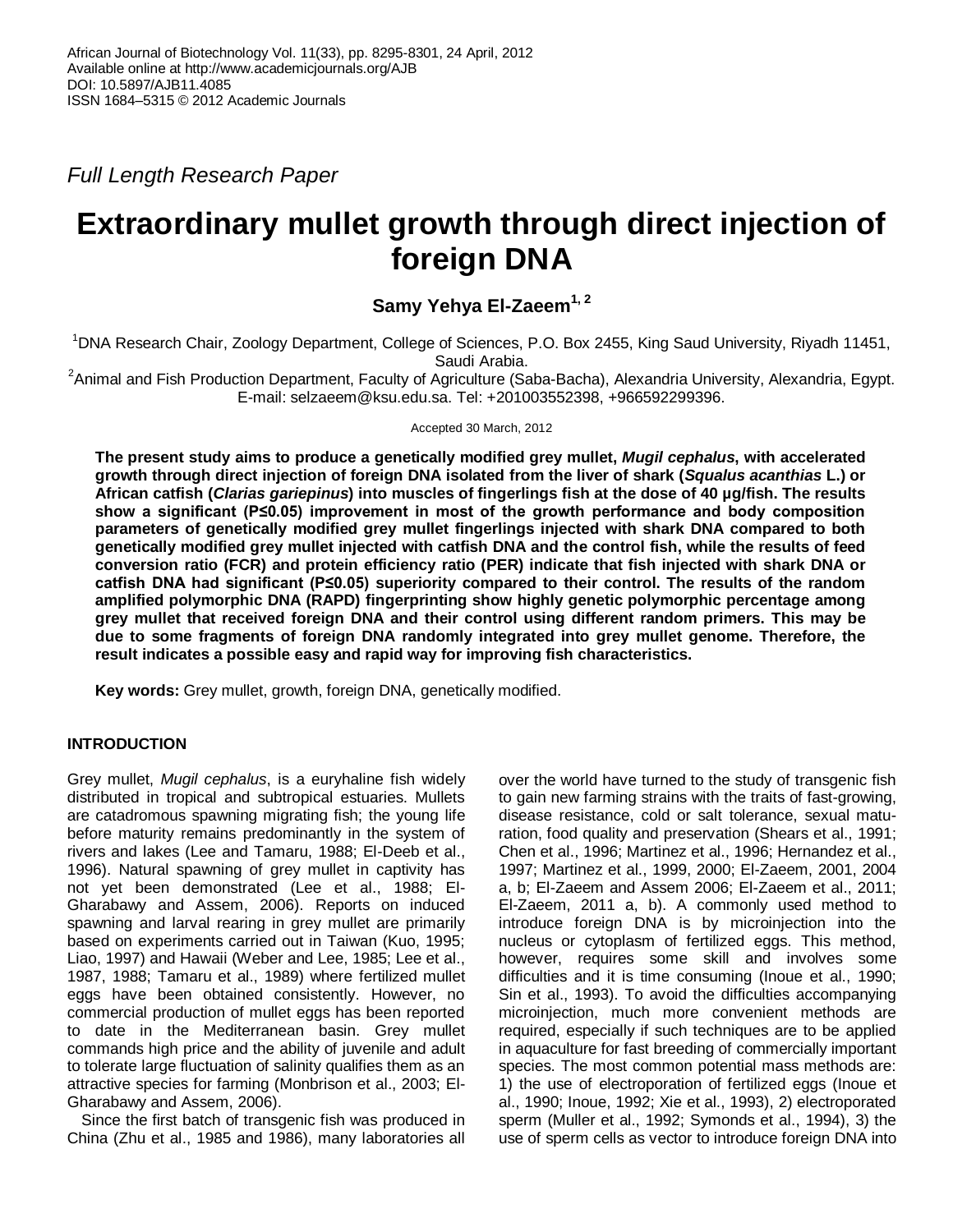African Journal of Biotechnology Vol. 11(33), pp. 8295-8301, 24 April, 2012
Available online at http://www.academicjournals.org/AJB
DOI: 10.5897/AJB11.4085
ISSN 1684–5315 © 2012 Academic Journals

*Full Length Research Paper*

# Extraordinary mullet growth through direct injection of foreign DNA

**Samy Yehya El-Zaeem[1, 2]**

[1]DNA Research Chair, Zoology Department, College of Sciences, P.O. Box 2455, King Saud University, Riyadh 11451, Saudi Arabia.
[2]Animal and Fish Production Department, Faculty of Agriculture (Saba-Bacha), Alexandria University, Alexandria, Egypt.
E-mail: selzaeem@ksu.edu.sa. Tel: +201003552398, +966592299396.

Accepted 30 March, 2012

**The present study aims to produce a genetically modified grey mullet, *Mugil cephalus*, with accelerated growth through direct injection of foreign DNA isolated from the liver of shark (*Squalus acanthias* L.) or African catfish (*Clarias gariepinus*) into muscles of fingerlings fish at the dose of 40 µg/fish. The results show a significant (P≤0.05) improvement in most of the growth performance and body composition parameters of genetically modified grey mullet fingerlings injected with shark DNA compared to both genetically modified grey mullet injected with catfish DNA and the control fish, while the results of feed conversion ratio (FCR) and protein efficiency ratio (PER) indicate that fish injected with shark DNA or catfish DNA had significant (P≤0.05) superiority compared to their control. The results of the random amplified polymorphic DNA (RAPD) fingerprinting show highly genetic polymorphic percentage among grey mullet that received foreign DNA and their control using different random primers. This may be due to some fragments of foreign DNA randomly integrated into grey mullet genome. Therefore, the result indicates a possible easy and rapid way for improving fish characteristics.**

**Key words:** Grey mullet, growth, foreign DNA, genetically modified.

## INTRODUCTION

Grey mullet, *Mugil cephalus*, is a euryhaline fish widely distributed in tropical and subtropical estuaries. Mullets are catadromous spawning migrating fish; the young life before maturity remains predominantly in the system of rivers and lakes (Lee and Tamaru, 1988; El-Deeb et al., 1996). Natural spawning of grey mullet in captivity has not yet been demonstrated (Lee et al., 1988; El-Gharabawy and Assem, 2006). Reports on induced spawning and larval rearing in grey mullet are primarily based on experiments carried out in Taiwan (Kuo, 1995; Liao, 1997) and Hawaii (Weber and Lee, 1985; Lee et al., 1987, 1988; Tamaru et al., 1989) where fertilized mullet eggs have been obtained consistently. However, no commercial production of mullet eggs has been reported to date in the Mediterranean basin. Grey mullet commands high price and the ability of juvenile and adult to tolerate large fluctuation of salinity qualifies them as an attractive species for farming (Monbrison et al., 2003; El-Gharabawy and Assem, 2006).

Since the first batch of transgenic fish was produced in China (Zhu et al., 1985 and 1986), many laboratories all over the world have turned to the study of transgenic fish to gain new farming strains with the traits of fast-growing, disease resistance, cold or salt tolerance, sexual maturation, food quality and preservation (Shears et al., 1991; Chen et al., 1996; Martinez et al., 1996; Hernandez et al., 1997; Martinez et al., 1999, 2000; El-Zaeem, 2001, 2004 a, b; El-Zaeem and Assem 2006; El-Zaeem et al., 2011; El-Zaeem, 2011 a, b). A commonly used method to introduce foreign DNA is by microinjection into the nucleus or cytoplasm of fertilized eggs. This method, however, requires some skill and involves some difficulties and it is time consuming (Inoue et al., 1990; Sin et al., 1993). To avoid the difficulties accompanying microinjection, much more convenient methods are required, especially if such techniques are to be applied in aquaculture for fast breeding of commercially important species. The most common potential mass methods are: 1) the use of electroporation of fertilized eggs (Inoue et al., 1990; Inoue, 1992; Xie et al., 1993), 2) electroporated sperm (Muller et al., 1992; Symonds et al., 1994), 3) the use of sperm cells as vector to introduce foreign DNA into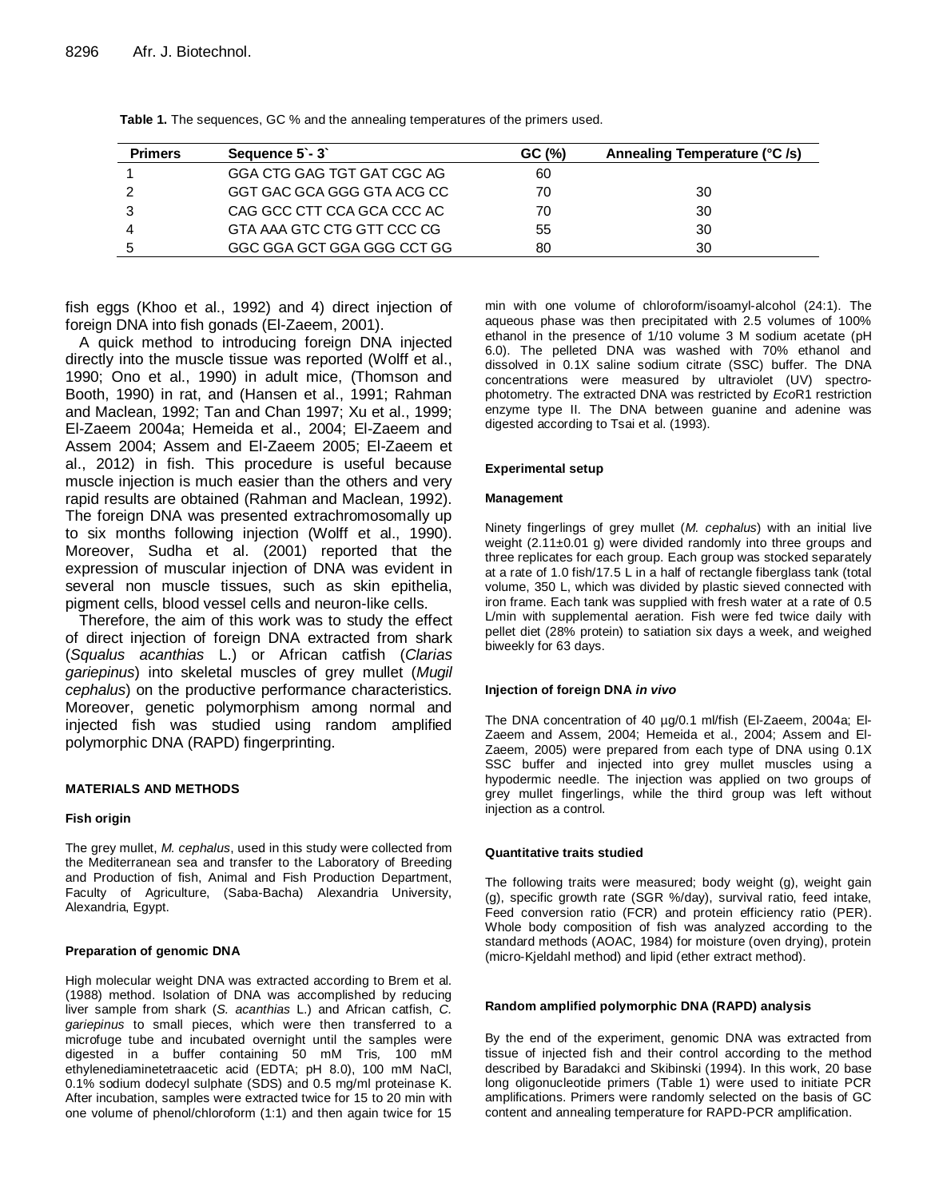**Table 1.** The sequences, GC % and the annealing temperatures of the primers used.

| Primers | Sequence 5`- 3` | GC (%) | Annealing Temperature (°C /s) |
|---|---|---|---|
| 1 | GGA CTG GAG TGT GAT CGC AG | 60 | |
| 2 | GGT GAC GCA GGG GTA ACG CC | 70 | 30 |
| 3 | CAG GCC CTT CCA GCA CCC AC | 70 | 30 |
| 4 | GTA AAA GTC CTG GTT CCC CG | 55 | 30 |
| 5 | GGC GGA GCT GGA GGG CCT GG | 80 | 30 |

fish eggs (Khoo et al., 1992) and 4) direct injection of foreign DNA into fish gonads (El-Zaeem, 2001).

A quick method to introducing foreign DNA injected directly into the muscle tissue was reported (Wolff et al., 1990; Ono et al., 1990) in adult mice, (Thomson and Booth, 1990) in rat, and (Hansen et al., 1991; Rahman and Maclean, 1992; Tan and Chan 1997; Xu et al., 1999; El-Zaeem 2004a; Hemeida et al., 2004; El-Zaeem and Assem 2004; Assem and El-Zaeem 2005; El-Zaeem et al., 2012) in fish. This procedure is useful because muscle injection is much easier than the others and very rapid results are obtained (Rahman and Maclean, 1992). The foreign DNA was presented extrachromosomally up to six months following injection (Wolff et al., 1990). Moreover, Sudha et al. (2001) reported that the expression of muscular injection of DNA was evident in several non muscle tissues, such as skin epithelia, pigment cells, blood vessel cells and neuron-like cells.

Therefore, the aim of this work was to study the effect of direct injection of foreign DNA extracted from shark (*Squalus acanthias* L.) or African catfish (*Clarias gariepinus*) into skeletal muscles of grey mullet (*Mugil cephalus*) on the productive performance characteristics. Moreover, genetic polymorphism among normal and injected fish was studied using random amplified polymorphic DNA (RAPD) fingerprinting.

## MATERIALS AND METHODS

### Fish origin

The grey mullet, *M. cephalus*, used in this study were collected from the Mediterranean sea and transfer to the Laboratory of Breeding and Production of fish, Animal and Fish Production Department, Faculty of Agriculture, (Saba-Bacha) Alexandria University, Alexandria, Egypt.

### Preparation of genomic DNA

High molecular weight DNA was extracted according to Brem et al. (1988) method. Isolation of DNA was accomplished by reducing liver sample from shark (*S. acanthias* L.) and African catfish, *C. gariepinus* to small pieces, which were then transferred to a microfuge tube and incubated overnight until the samples were digested in a buffer containing 50 mM Tris, 100 mM ethylenediaminetetraacetic acid (EDTA; pH 8.0), 100 mM NaCl, 0.1% sodium dodecyl sulphate (SDS) and 0.5 mg/ml proteinase K. After incubation, samples were extracted twice for 15 to 20 min with one volume of phenol/chloroform (1:1) and then again twice for 15 min with one volume of chloroform/isoamyl-alcohol (24:1). The aqueous phase was then precipitated with 2.5 volumes of 100% ethanol in the presence of 1/10 volume 3 M sodium acetate (pH 6.0). The pelleted DNA was washed with 70% ethanol and dissolved in 0.1X saline sodium citrate (SSC) buffer. The DNA concentrations were measured by ultraviolet (UV) spectrophotometry. The extracted DNA was restricted by *Eco*R1 restriction enzyme type II. The DNA between guanine and adenine was digested according to Tsai et al. (1993).

### Experimental setup

#### Management

Ninety fingerlings of grey mullet (*M. cephalus*) with an initial live weight (2.11±0.01 g) were divided randomly into three groups and three replicates for each group. Each group was stocked separately at a rate of 1.0 fish/17.5 L in a half of rectangle fiberglass tank (total volume, 350 L, which was divided by plastic sieved connected with iron frame. Each tank was supplied with fresh water at a rate of 0.5 L/min with supplemental aeration. Fish were fed twice daily with pellet diet (28% protein) to satiation six days a week, and weighed biweekly for 63 days.

### Injection of foreign DNA *in vivo*

The DNA concentration of 40 µg/0.1 ml/fish (El-Zaeem, 2004a; El-Zaeem and Assem, 2004; Hemeida et al., 2004; Assem and El-Zaeem, 2005) were prepared from each type of DNA using 0.1X SSC buffer and injected into grey mullet muscles using a hypodermic needle. The injection was applied on two groups of grey mullet fingerlings, while the third group was left without injection as a control.

### Quantitative traits studied

The following traits were measured; body weight (g), weight gain (g), specific growth rate (SGR %/day), survival ratio, feed intake, Feed conversion ratio (FCR) and protein efficiency ratio (PER). Whole body composition of fish was analyzed according to the standard methods (AOAC, 1984) for moisture (oven drying), protein (micro-Kjeldahl method) and lipid (ether extract method).

### Random amplified polymorphic DNA (RAPD) analysis

By the end of the experiment, genomic DNA was extracted from tissue of injected fish and their control according to the method described by Baradakci and Skibinski (1994). In this work, 20 base long oligonucleotide primers (Table 1) were used to initiate PCR amplifications. Primers were randomly selected on the basis of GC content and annealing temperature for RAPD-PCR amplification.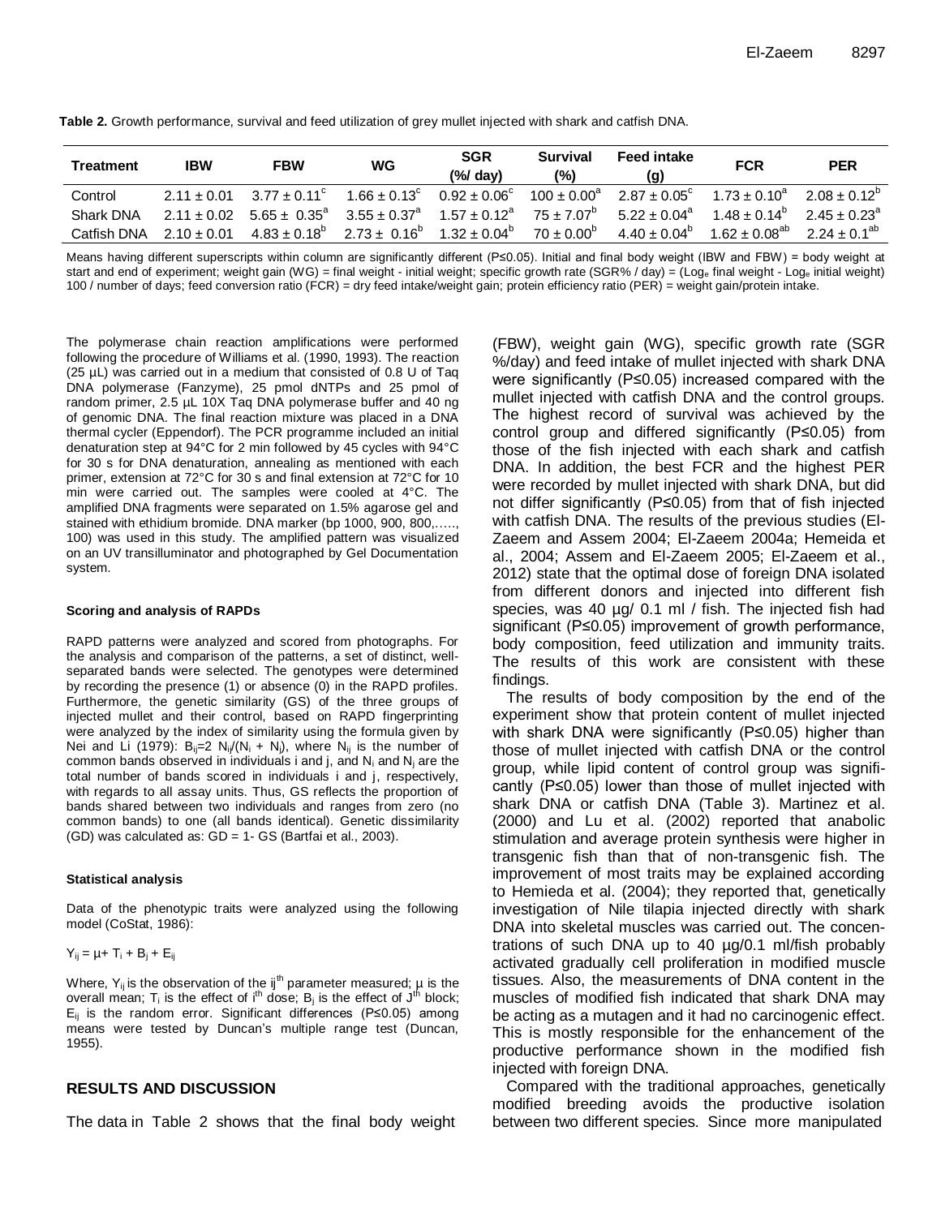**Table 2.** Growth performance, survival and feed utilization of grey mullet injected with shark and catfish DNA.

| Treatment | IBW | FBW | WG | SGR (%/ day) | Survival (%) | Feed intake (g) | FCR | PER |
|---|---|---|---|---|---|---|---|---|
| Control | 2.11 ± 0.01 | 3.77 ± 0.11[c] | 1.66 ± 0.13[c] | 0.92 ± 0.06[c] | 100 ± 0.00[a] | 2.87 ± 0.05[c] | 1.73 ± 0.10[a] | 2.08 ± 0.12[b] |
| Shark DNA | 2.11 ± 0.02 | 5.65 ± 0.35[a] | 3.55 ± 0.37[a] | 1.57 ± 0.12[a] | 75 ± 7.07[b] | 5.22 ± 0.04[a] | 1.48 ± 0.14[b] | 2.45 ± 0.23[a] |
| Catfish DNA | 2.10 ± 0.01 | 4.83 ± 0.18[b] | 2.73 ± 0.16[b] | 1.32 ± 0.04[b] | 70 ± 0.00[b] | 4.40 ± 0.04[b] | 1.62 ± 0.08[ab] | 2.24 ± 0.1[ab] |

Means having different superscripts within column are significantly different (P≤0.05). Initial and final body weight (IBW and FBW) = body weight at start and end of experiment; weight gain (WG) = final weight - initial weight; specific growth rate (SGR% / day) = ($Log_e$ final weight - $Log_e$ initial weight) 100 / number of days; feed conversion ratio (FCR) = dry feed intake/weight gain; protein efficiency ratio (PER) = weight gain/protein intake.

The polymerase chain reaction amplifications were performed following the procedure of Williams et al. (1990, 1993). The reaction (25 µL) was carried out in a medium that consisted of 0.8 U of Taq DNA polymerase (Fanzyme), 25 pmol dNTPs and 25 pmol of random primer, 2.5 µL 10X Taq DNA polymerase buffer and 40 ng of genomic DNA. The final reaction mixture was placed in a DNA thermal cycler (Eppendorf). The PCR programme included an initial denaturation step at 94°C for 2 min followed by 45 cycles with 94°C for 30 s for DNA denaturation, annealing as mentioned with each primer, extension at 72°C for 30 s and final extension at 72°C for 10 min were carried out. The samples were cooled at 4°C. The amplified DNA fragments were separated on 1.5% agarose gel and stained with ethidium bromide. DNA marker (bp 1000, 900, 800,….., 100) was used in this study. The amplified pattern was visualized on an UV transilluminator and photographed by Gel Documentation system.

#### Scoring and analysis of RAPDs

RAPD patterns were analyzed and scored from photographs. For the analysis and comparison of the patterns, a set of distinct, well-separated bands were selected. The genotypes were determined by recording the presence (1) or absence (0) in the RAPD profiles. Furthermore, the genetic similarity (GS) of the three groups of injected mullet and their control, based on RAPD fingerprinting were analyzed by the index of similarity using the formula given by Nei and Li (1979): $B_{ij}=2\ N_{ij}/(N_i + N_j)$, where $N_{ij}$ is the number of common bands observed in individuals i and j, and $N_i$ and $N_j$ are the total number of bands scored in individuals i and j, respectively, with regards to all assay units. Thus, GS reflects the proportion of bands shared between two individuals and ranges from zero (no common bands) to one (all bands identical). Genetic dissimilarity (GD) was calculated as: GD = 1- GS (Bartfai et al., 2003).

#### Statistical analysis

Data of the phenotypic traits were analyzed using the following model (CoStat, 1986):

$$Y_{ij} = \mu + T_i + B_j + E_{ij}$$

Where, $Y_{ij}$ is the observation of the $ij^{th}$ parameter measured; µ is the overall mean; $T_i$ is the effect of $i^{th}$ dose; $B_j$ is the effect of $J^{th}$ block; $E_{ij}$ is the random error. Significant differences (P≤0.05) among means were tested by Duncan's multiple range test (Duncan, 1955).

## RESULTS AND DISCUSSION

The data in Table 2 shows that the final body weight (FBW), weight gain (WG), specific growth rate (SGR %/day) and feed intake of mullet injected with shark DNA were significantly (P≤0.05) increased compared with the mullet injected with catfish DNA and the control groups. The highest record of survival was achieved by the control group and differed significantly (P≤0.05) from those of the fish injected with each shark and catfish DNA. In addition, the best FCR and the highest PER were recorded by mullet injected with shark DNA, but did not differ significantly (P≤0.05) from that of fish injected with catfish DNA. The results of the previous studies (El-Zaeem and Assem 2004; El-Zaeem 2004a; Hemeida et al., 2004; Assem and El-Zaeem 2005; El-Zaeem et al., 2012) state that the optimal dose of foreign DNA isolated from different donors and injected into different fish species, was 40 µg/ 0.1 ml / fish. The injected fish had significant (P≤0.05) improvement of growth performance, body composition, feed utilization and immunity traits. The results of this work are consistent with these findings.

The results of body composition by the end of the experiment show that protein content of mullet injected with shark DNA were significantly (P≤0.05) higher than those of mullet injected with catfish DNA or the control group, while lipid content of control group was significantly (P≤0.05) lower than those of mullet injected with shark DNA or catfish DNA (Table 3). Martinez et al. (2000) and Lu et al. (2002) reported that anabolic stimulation and average protein synthesis were higher in transgenic fish than that of non-transgenic fish. The improvement of most traits may be explained according to Hemieda et al. (2004); they reported that, genetically investigation of Nile tilapia injected directly with shark DNA into skeletal muscles was carried out. The concentrations of such DNA up to 40 µg/0.1 ml/fish probably activated gradually cell proliferation in modified muscle tissues. Also, the measurements of DNA content in the muscles of modified fish indicated that shark DNA may be acting as a mutagen and it had no carcinogenic effect. This is mostly responsible for the enhancement of the productive performance shown in the modified fish injected with foreign DNA.

Compared with the traditional approaches, genetically modified breeding avoids the productive isolation between two different species. Since more manipulated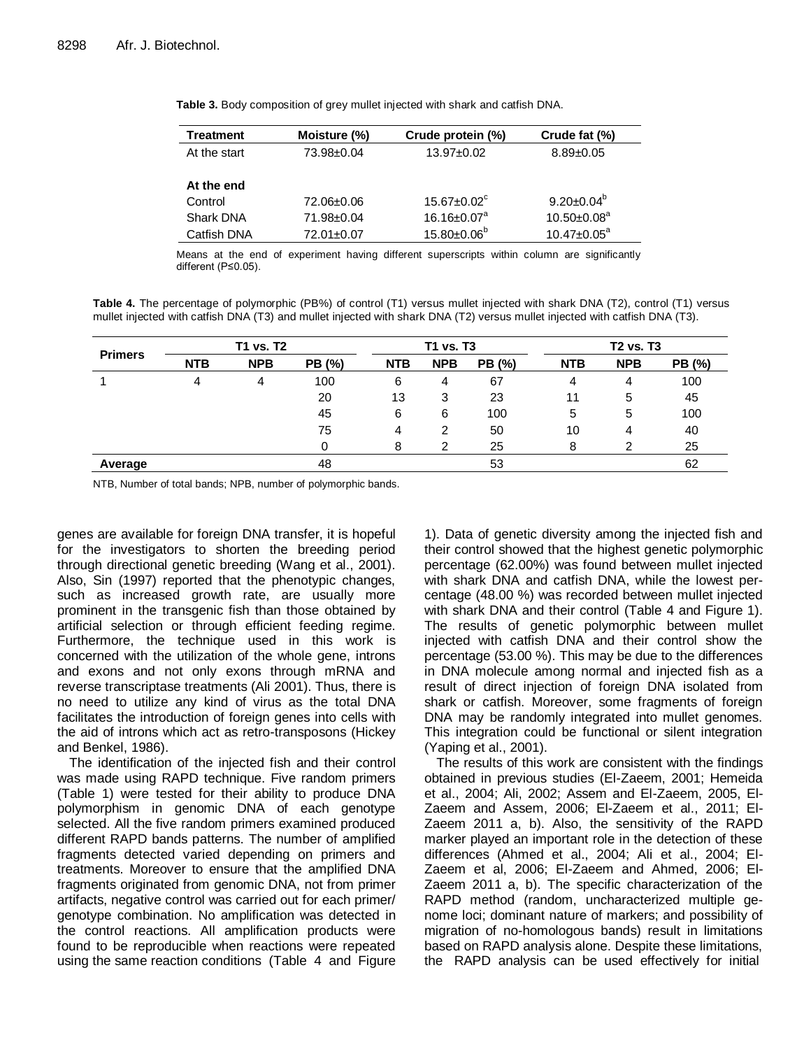**Table 3.** Body composition of grey mullet injected with shark and catfish DNA.

| Treatment | Moisture (%) | Crude protein (%) | Crude fat (%) |
|---|---|---|---|
| At the start | 73.98±0.04 | 13.97±0.02 | 8.89±0.05 |
| **At the end** | | | |
| Control | 72.06±0.06 | 15.67±0.02[c] | 9.20±0.04[b] |
| Shark DNA | 71.98±0.04 | 16.16±0.07[a] | 10.50±0.08[a] |
| Catfish DNA | 72.01±0.07 | 15.80±0.06[b] | 10.47±0.05[a] |

Means at the end of experiment having different superscripts within column are significantly different (P≤0.05).

**Table 4.** The percentage of polymorphic (PB%) of control (T1) versus mullet injected with shark DNA (T2), control (T1) versus mullet injected with catfish DNA (T3) and mullet injected with shark DNA (T2) versus mullet injected with catfish DNA (T3).

| Primers | T1 vs. T2 | | | T1 vs. T3 | | | T2 vs. T3 | | |
|---|---|---|---|---|---|---|---|---|---|
| | NTB | NPB | PB (%) | NTB | NPB | PB (%) | NTB | NPB | PB (%) |
| 1 | 4 | 4 | 100 | 6 | 4 | 67 | 4 | 4 | 100 |
| | | | 20 | 13 | 3 | 23 | 11 | 5 | 45 |
| | | | 45 | 6 | 6 | 100 | 5 | 5 | 100 |
| | | | 75 | 4 | 2 | 50 | 10 | 4 | 40 |
| | | | 0 | 8 | 2 | 25 | 8 | 2 | 25 |
| **Average** | | | 48 | | | 53 | | | 62 |

NTB, Number of total bands; NPB, number of polymorphic bands.

genes are available for foreign DNA transfer, it is hopeful for the investigators to shorten the breeding period through directional genetic breeding (Wang et al., 2001). Also, Sin (1997) reported that the phenotypic changes, such as increased growth rate, are usually more prominent in the transgenic fish than those obtained by artificial selection or through efficient feeding regime. Furthermore, the technique used in this work is concerned with the utilization of the whole gene, introns and exons and not only exons through mRNA and reverse transcriptase treatments (Ali 2001). Thus, there is no need to utilize any kind of virus as the total DNA facilitates the introduction of foreign genes into cells with the aid of introns which act as retro-transposons (Hickey and Benkel, 1986).

The identification of the injected fish and their control was made using RAPD technique. Five random primers (Table 1) were tested for their ability to produce DNA polymorphism in genomic DNA of each genotype selected. All the five random primers examined produced different RAPD bands patterns. The number of amplified fragments detected varied depending on primers and treatments. Moreover to ensure that the amplified DNA fragments originated from genomic DNA, not from primer artifacts, negative control was carried out for each primer/genotype combination. No amplification was detected in the control reactions. All amplification products were found to be reproducible when reactions were repeated using the same reaction conditions (Table 4 and Figure 1). Data of genetic diversity among the injected fish and their control showed that the highest genetic polymorphic percentage (62.00%) was found between mullet injected with shark DNA and catfish DNA, while the lowest percentage (48.00 %) was recorded between mullet injected with shark DNA and their control (Table 4 and Figure 1). The results of genetic polymorphic between mullet injected with catfish DNA and their control show the percentage (53.00 %). This may be due to the differences in DNA molecule among normal and injected fish as a result of direct injection of foreign DNA isolated from shark or catfish. Moreover, some fragments of foreign DNA may be randomly integrated into mullet genomes. This integration could be functional or silent integration (Yaping et al., 2001).

The results of this work are consistent with the findings obtained in previous studies (El-Zaeem, 2001; Hemeida et al., 2004; Ali, 2002; Assem and El-Zaeem, 2005, El-Zaeem and Assem, 2006; El-Zaeem et al., 2011; El-Zaeem 2011 a, b). Also, the sensitivity of the RAPD marker played an important role in the detection of these differences (Ahmed et al., 2004; Ali et al., 2004; El-Zaeem et al, 2006; El-Zaeem and Ahmed, 2006; El-Zaeem 2011 a, b). The specific characterization of the RAPD method (random, uncharacterized multiple genome loci; dominant nature of markers; and possibility of migration of no-homologous bands) result in limitations based on RAPD analysis alone. Despite these limitations, the RAPD analysis can be used effectively for initial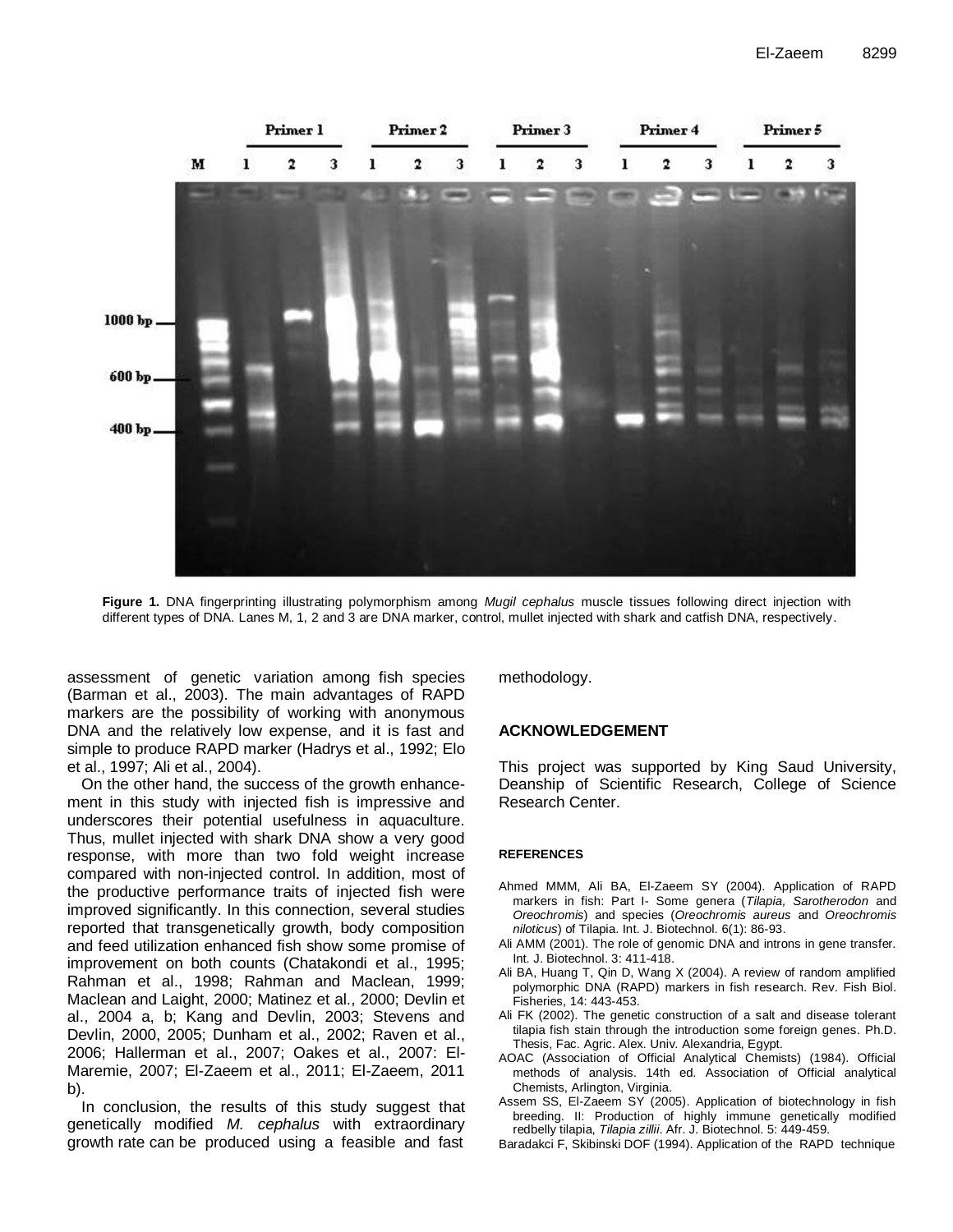Primer 1
Primer 2
Primer 3
Primer 4
Primer 5

M 1 2 3 1 2 3 1 2 3 1 2 3 1 2 3

1000 bp
600 bp
400 bp

**Figure 1.** DNA fingerprinting illustrating polymorphism among *Mugil cephalus* muscle tissues following direct injection with different types of DNA. Lanes M, 1, 2 and 3 are DNA marker, control, mullet injected with shark and catfish DNA, respectively.

assessment of genetic variation among fish species (Barman et al., 2003). The main advantages of RAPD markers are the possibility of working with anonymous DNA and the relatively low expense, and it is fast and simple to produce RAPD marker (Hadrys et al., 1992; Elo et al., 1997; Ali et al., 2004).

On the other hand, the success of the growth enhancement in this study with injected fish is impressive and underscores their potential usefulness in aquaculture. Thus, mullet injected with shark DNA show a very good response, with more than two fold weight increase compared with non-injected control. In addition, most of the productive performance traits of injected fish were improved significantly. In this connection, several studies reported that transgenetically growth, body composition and feed utilization enhanced fish show some promise of improvement on both counts (Chatakondi et al., 1995; Rahman et al., 1998; Rahman and Maclean, 1999; Maclean and Laight, 2000; Matinez et al., 2000; Devlin et al., 2004 a, b; Kang and Devlin, 2003; Stevens and Devlin, 2000, 2005; Dunham et al., 2002; Raven et al., 2006; Hallerman et al., 2007; Oakes et al., 2007: El-Maremie, 2007; El-Zaeem et al., 2011; El-Zaeem, 2011 b).

In conclusion, the results of this study suggest that genetically modified *M. cephalus* with extraordinary growth rate can be produced using a feasible and fast methodology.

## ACKNOWLEDGEMENT

This project was supported by King Saud University, Deanship of Scientific Research, College of Science Research Center.

## REFERENCES

Ahmed MMM, Ali BA, El-Zaeem SY (2004). Application of RAPD markers in fish: Part I- Some genera (*Tilapia, Sarotherodon* and *Oreochromis*) and species (*Oreochromis aureus* and *Oreochromis niloticus*) of Tilapia. Int. J. Biotechnol. 6(1): 86-93.

Ali AMM (2001). The role of genomic DNA and introns in gene transfer. Int. J. Biotechnol. 3: 411-418.

Ali BA, Huang T, Qin D, Wang X (2004). A review of random amplified polymorphic DNA (RAPD) markers in fish research. Rev. Fish Biol. Fisheries, 14: 443-453.

Ali FK (2002). The genetic construction of a salt and disease tolerant tilapia fish stain through the introduction some foreign genes. Ph.D. Thesis, Fac. Agric. Alex. Univ. Alexandria, Egypt.

AOAC (Association of Official Analytical Chemists) (1984). Official methods of analysis. 14th ed. Association of Official analytical Chemists, Arlington, Virginia.

Assem SS, El-Zaeem SY (2005). Application of biotechnology in fish breeding. II: Production of highly immune genetically modified redbelly tilapia, *Tilapia zillii*. Afr. J. Biotechnol. 5: 449-459.

Baradakci F, Skibinski DOF (1994). Application of the RAPD technique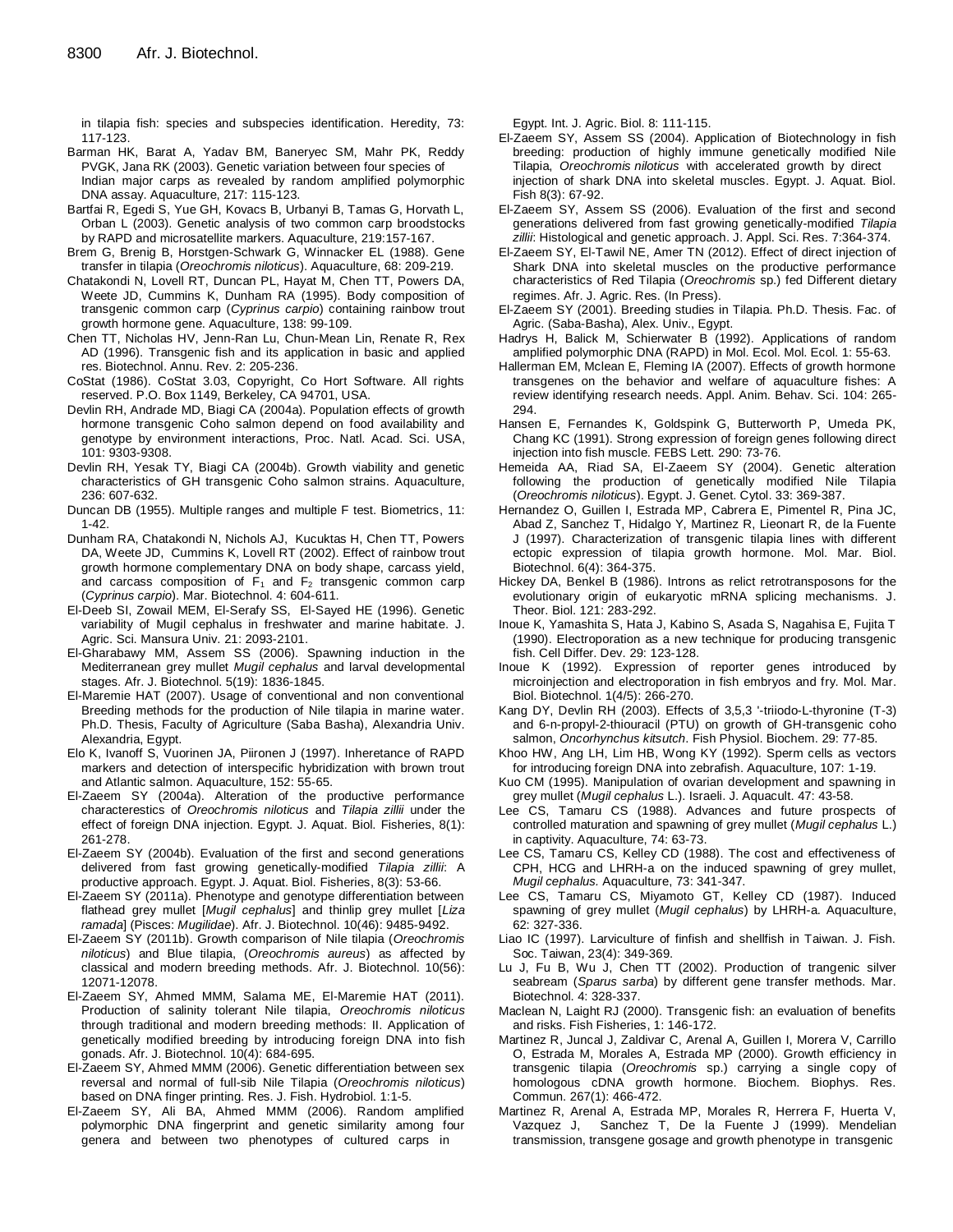in tilapia fish: species and subspecies identification. Heredity, 73: 117-123.

Barman HK, Barat A, Yadav BM, Baneryec SM, Mahr PK, Reddy PVGK, Jana RK (2003). Genetic variation between four species of Indian major carps as revealed by random amplified polymorphic DNA assay. Aquaculture, 217: 115-123.

Bartfai R, Egedi S, Yue GH, Kovacs B, Urbanyi B, Tamas G, Horvath L, Orban L (2003). Genetic analysis of two common carp broodstocks by RAPD and microsatellite markers. Aquaculture, 219:157-167.

Brem G, Brenig B, Horstgen-Schwark G, Winnacker EL (1988). Gene transfer in tilapia (*Oreochromis niloticus*). Aquaculture, 68: 209-219.

Chatakondi N, Lovell RT, Duncan PL, Hayat M, Chen TT, Powers DA, Weete JD, Cummins K, Dunham RA (1995). Body composition of transgenic common carp (*Cyprinus carpio*) containing rainbow trout growth hormone gene. Aquaculture, 138: 99-109.

Chen TT, Nicholas HV, Jenn-Ran Lu, Chun-Mean Lin, Renate R, Rex AD (1996). Transgenic fish and its application in basic and applied res. Biotechnol. Annu. Rev. 2: 205-236.

CoStat (1986). CoStat 3.03, Copyright, Co Hort Software. All rights reserved. P.O. Box 1149, Berkeley, CA 94701, USA.

Devlin RH, Andrade MD, Biagi CA (2004a). Population effects of growth hormone transgenic Coho salmon depend on food availability and genotype by environment interactions, Proc. Natl. Acad. Sci. USA, 101: 9303-9308.

Devlin RH, Yesak TY, Biagi CA (2004b). Growth viability and genetic characteristics of GH transgenic Coho salmon strains. Aquaculture, 236: 607-632.

Duncan DB (1955). Multiple ranges and multiple F test. Biometrics, 11: 1-42.

Dunham RA, Chatakondi N, Nichols AJ, Kucuktas H, Chen TT, Powers DA, Weete JD, Cummins K, Lovell RT (2002). Effect of rainbow trout growth hormone complementary DNA on body shape, carcass yield, and carcass composition of $F_1$ and $F_2$ transgenic common carp (*Cyprinus carpio*). Mar. Biotechnol. 4: 604-611.

El-Deeb SI, Zowail MEM, El-Serafy SS, El-Sayed HE (1996). Genetic variability of Mugil cephalus in freshwater and marine habitate. J. Agric. Sci. Mansura Univ. 21: 2093-2101.

El-Gharabawy MM, Assem SS (2006). Spawning induction in the Mediterranean grey mullet *Mugil cephalus* and larval developmental stages. Afr. J. Biotechnol. 5(19): 1836-1845.

El-Maremie HAT (2007). Usage of conventional and non conventional Breeding methods for the production of Nile tilapia in marine water. Ph.D. Thesis, Faculty of Agriculture (Saba Basha), Alexandria Univ. Alexandria, Egypt.

Elo K, Ivanoff S, Vuorinen JA, Piironen J (1997). Inheretance of RAPD markers and detection of interspecific hybridization with brown trout and Atlantic salmon. Aquaculture, 152: 55-65.

El-Zaeem SY (2004a). Alteration of the productive performance characterestics of *Oreochromis niloticus* and *Tilapia zillii* under the effect of foreign DNA injection. Egypt. J. Aquat. Biol. Fisheries, 8(1): 261-278.

El-Zaeem SY (2004b). Evaluation of the first and second generations delivered from fast growing genetically-modified *Tilapia zillii*: A productive approach. Egypt. J. Aquat. Biol. Fisheries, 8(3): 53-66.

El-Zaeem SY (2011a). Phenotype and genotype differentiation between flathead grey mullet [*Mugil cephalus*] and thinlip grey mullet [*Liza ramada*] (Pisces: *Mugilidae*). Afr. J. Biotechnol. 10(46): 9485-9492.

El-Zaeem SY (2011b). Growth comparison of Nile tilapia (*Oreochromis niloticus*) and Blue tilapia, (*Oreochromis aureus*) as affected by classical and modern breeding methods. Afr. J. Biotechnol. 10(56): 12071-12078.

El-Zaeem SY, Ahmed MMM, Salama ME, El-Maremie HAT (2011). Production of salinity tolerant Nile tilapia, *Oreochromis niloticus* through traditional and modern breeding methods: II. Application of genetically modified breeding by introducing foreign DNA into fish gonads. Afr. J. Biotechnol. 10(4): 684-695.

El-Zaeem SY, Ahmed MMM (2006). Genetic differentiation between sex reversal and normal of full-sib Nile Tilapia (*Oreochromis niloticus*) based on DNA finger printing. Res. J. Fish. Hydrobiol. 1:1-5.

El-Zaeem SY, Ali BA, Ahmed MMM (2006). Random amplified polymorphic DNA fingerprint and genetic similarity among four genera and between two phenotypes of cultured carps in Egypt. Int. J. Agric. Biol. 8: 111-115.

El-Zaeem SY, Assem SS (2004). Application of Biotechnology in fish breeding: production of highly immune genetically modified Nile Tilapia, *Oreochromis niloticus* with accelerated growth by direct injection of shark DNA into skeletal muscles. Egypt. J. Aquat. Biol. Fish 8(3): 67-92.

El-Zaeem SY, Assem SS (2006). Evaluation of the first and second generations delivered from fast growing genetically-modified *Tilapia zillii*: Histological and genetic approach. J. Appl. Sci. Res. 7:364-374.

El-Zaeem SY, El-Tawil NE, Amer TN (2012). Effect of direct injection of Shark DNA into skeletal muscles on the productive performance characteristics of Red Tilapia (*Oreochromis* sp.) fed Different dietary regimes. Afr. J. Agric. Res. (In Press).

El-Zaeem SY (2001). Breeding studies in Tilapia. Ph.D. Thesis. Fac. of Agric. (Saba-Basha), Alex. Univ., Egypt.

Hadrys H, Balick M, Schierwater B (1992). Applications of random amplified polymorphic DNA (RAPD) in Mol. Ecol. Mol. Ecol. 1: 55-63.

Hallerman EM, Mclean E, Fleming IA (2007). Effects of growth hormone transgenes on the behavior and welfare of aquaculture fishes: A review identifying research needs. Appl. Anim. Behav. Sci. 104: 265-294.

Hansen E, Fernandes K, Goldspink G, Butterworth P, Umeda PK, Chang KC (1991). Strong expression of foreign genes following direct injection into fish muscle. FEBS Lett. 290: 73-76.

Hemeida AA, Riad SA, El-Zaeem SY (2004). Genetic alteration following the production of genetically modified Nile Tilapia (*Oreochromis niloticus*). Egypt. J. Genet. Cytol. 33: 369-387.

Hernandez O, Guillen I, Estrada MP, Cabrera E, Pimentel R, Pina JC, Abad Z, Sanchez T, Hidalgo Y, Martinez R, Lieonart R, de la Fuente J (1997). Characterization of transgenic tilapia lines with different ectopic expression of tilapia growth hormone. Mol. Mar. Biol. Biotechnol. 6(4): 364-375.

Hickey DA, Benkel B (1986). Introns as relict retrotransposons for the evolutionary origin of eukaryotic mRNA splicing mechanisms. J. Theor. Biol. 121: 283-292.

Inoue K, Yamashita S, Hata J, Kabino S, Asada S, Nagahisa E, Fujita T (1990). Electroporation as a new technique for producing transgenic fish. Cell Differ. Dev. 29: 123-128.

Inoue K (1992). Expression of reporter genes introduced by microinjection and electroporation in fish embryos and fry. Mol. Mar. Biol. Biotechnol. 1(4/5): 266-270.

Kang DY, Devlin RH (2003). Effects of 3,5,3 '-triiodo-L-thyronine (T-3) and 6-n-propyl-2-thiouracil (PTU) on growth of GH-transgenic coho salmon, *Oncorhynchus kitsutch*. Fish Physiol. Biochem. 29: 77-85.

Khoo HW, Ang LH, Lim HB, Wong KY (1992). Sperm cells as vectors for introducing foreign DNA into zebrafish. Aquaculture, 107: 1-19.

Kuo CM (1995). Manipulation of ovarian development and spawning in grey mullet (*Mugil cephalus* L.). Israeli. J. Aquacult. 47: 43-58.

Lee CS, Tamaru CS (1988). Advances and future prospects of controlled maturation and spawning of grey mullet (*Mugil cephalus* L.) in captivity. Aquaculture, 74: 63-73.

Lee CS, Tamaru CS, Kelley CD (1988). The cost and effectiveness of CPH, HCG and LHRH-a on the induced spawning of grey mullet, *Mugil cephalus.* Aquaculture, 73: 341-347.

Lee CS, Tamaru CS, Miyamoto GT, Kelley CD (1987). Induced spawning of grey mullet (*Mugil cephalus*) by LHRH-a. Aquaculture, 62: 327-336.

Liao IC (1997). Larviculture of finfish and shellfish in Taiwan. J. Fish. Soc. Taiwan, 23(4): 349-369.

Lu J, Fu B, Wu J, Chen TT (2002). Production of trangenic silver seabream (*Sparus sarba*) by different gene transfer methods. Mar. Biotechnol. 4: 328-337.

Maclean N, Laight RJ (2000). Transgenic fish: an evaluation of benefits and risks. Fish Fisheries, 1: 146-172.

Martinez R, Juncal J, Zaldivar C, Arenal A, Guillen I, Morera V, Carrillo O, Estrada M, Morales A, Estrada MP (2000). Growth efficiency in transgenic tilapia (*Oreochromis* sp.) carrying a single copy of homologous cDNA growth hormone. Biochem. Biophys. Res. Commun. 267(1): 466-472.

Martinez R, Arenal A, Estrada MP, Morales R, Herrera F, Huerta V, Vazquez J, Sanchez T, De la Fuente J (1999). Mendelian transmission, transgene gosage and growth phenotype in transgenic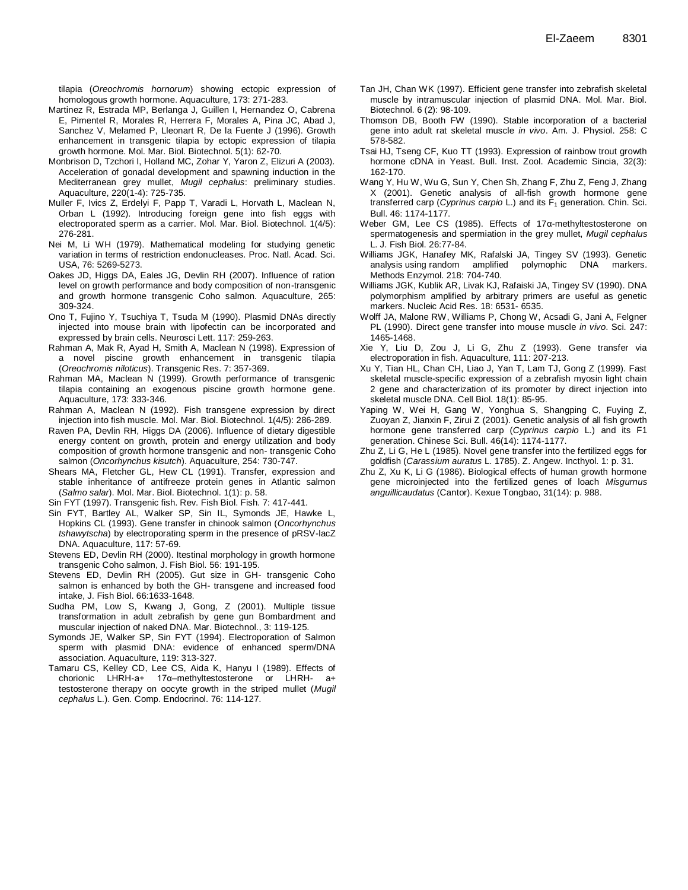tilapia (*Oreochromis hornorum*) showing ectopic expression of homologous growth hormone. Aquaculture, 173: 271-283.

Martinez R, Estrada MP, Berlanga J, Guillen I, Hernandez O, Cabrena E, Pimentel R, Morales R, Herrera F, Morales A, Pina JC, Abad J, Sanchez V, Melamed P, Lleonart R, De la Fuente J (1996). Growth enhancement in transgenic tilapia by ectopic expression of tilapia growth hormone. Mol. Mar. Biol. Biotechnol. 5(1): 62-70.

Monbrison D, Tzchori I, Holland MC, Zohar Y, Yaron Z, Elizuri A (2003). Acceleration of gonadal development and spawning induction in the Mediterranean grey mullet, *Mugil cephalus*: preliminary studies. Aquaculture, 220(1-4): 725-735.

Muller F, Ivics Z, Erdelyi F, Papp T, Varadi L, Horvath L, Maclean N, Orban L (1992). Introducing foreign gene into fish eggs with electroporated sperm as a carrier. Mol. Mar. Biol. Biotechnol. 1(4/5): 276-281.

Nei M, Li WH (1979). Mathematical modeling for studying genetic variation in terms of restriction endonucleases. Proc. Natl. Acad. Sci. USA, 76: 5269-5273.

Oakes JD, Higgs DA, Eales JG, Devlin RH (2007). Influence of ration level on growth performance and body composition of non-transgenic and growth hormone transgenic Coho salmon. Aquaculture, 265: 309-324.

Ono T, Fujino Y, Tsuchiya T, Tsuda M (1990). Plasmid DNAs directly injected into mouse brain with lipofectin can be incorporated and expressed by brain cells. Neurosci Lett. 117: 259-263.

Rahman A, Mak R, Ayad H, Smith A, Maclean N (1998). Expression of a novel piscine growth enhancement in transgenic tilapia (*Oreochromis niloticus*). Transgenic Res. 7: 357-369.

Rahman MA, Maclean N (1999). Growth performance of transgenic tilapia containing an exogenous piscine growth hormone gene. Aquaculture, 173: 333-346.

Rahman A, Maclean N (1992). Fish transgene expression by direct injection into fish muscle. Mol. Mar. Biol. Biotechnol. 1(4/5): 286-289.

Raven PA, Devlin RH, Higgs DA (2006). Influence of dietary digestible energy content on growth, protein and energy utilization and body composition of growth hormone transgenic and non- transgenic Coho salmon (*Oncorhynchus kisutch*). Aquaculture, 254: 730-747.

Shears MA, Fletcher GL, Hew CL (1991). Transfer, expression and stable inheritance of antifreeze protein genes in Atlantic salmon (*Salmo salar*). Mol. Mar. Biol. Biotechnol. 1(1): p. 58.

Sin FYT (1997). Transgenic fish. Rev. Fish Biol. Fish. 7: 417-441.

Sin FYT, Bartley AL, Walker SP, Sin IL, Symonds JE, Hawke L, Hopkins CL (1993). Gene transfer in chinook salmon (*Oncorhynchus tshawytscha*) by electroporating sperm in the presence of pRSV-lacZ DNA. Aquaculture, 117: 57-69.

Stevens ED, Devlin RH (2000). Itestinal morphology in growth hormone transgenic Coho salmon, J. Fish Biol. 56: 191-195.

Stevens ED, Devlin RH (2005). Gut size in GH- transgenic Coho salmon is enhanced by both the GH- transgene and increased food intake, J. Fish Biol. 66:1633-1648.

Sudha PM, Low S, Kwang J, Gong, Z (2001). Multiple tissue transformation in adult zebrafish by gene gun Bombardment and muscular injection of naked DNA. Mar. Biotechnol., 3: 119-125.

Symonds JE, Walker SP, Sin FYT (1994). Electroporation of Salmon sperm with plasmid DNA: evidence of enhanced sperm/DNA association. Aquaculture, 119: 313-327.

Tamaru CS, Kelley CD, Lee CS, Aida K, Hanyu I (1989). Effects of chorionic LHRH-a+ 17α–methyltestosterone or LHRH- a+ testosterone therapy on oocyte growth in the striped mullet (*Mugil cephalus* L.). Gen. Comp. Endocrinol. 76: 114-127.

Tan JH, Chan WK (1997). Efficient gene transfer into zebrafish skeletal muscle by intramuscular injection of plasmid DNA. Mol. Mar. Biol. Biotechnol. 6 (2): 98-109.

Thomson DB, Booth FW (1990). Stable incorporation of a bacterial gene into adult rat skeletal muscle *in vivo*. Am. J. Physiol. 258: C 578-582.

Tsai HJ, Tseng CF, Kuo TT (1993). Expression of rainbow trout growth hormone cDNA in Yeast. Bull. Inst. Zool. Academic Sincia, 32(3): 162-170.

Wang Y, Hu W, Wu G, Sun Y, Chen Sh, Zhang F, Zhu Z, Feng J, Zhang X (2001). Genetic analysis of all-fish growth hormone gene transferred carp (*Cyprinus carpio* L.) and its $F_1$ generation. Chin. Sci. Bull. 46: 1174-1177.

Weber GM, Lee CS (1985). Effects of 17α-methyltestosterone on spermatogenesis and spermiation in the grey mullet, *Mugil cephalus* L. J. Fish Biol. 26:77-84.

Williams JGK, Hanafey MK, Rafalski JA, Tingey SV (1993). Genetic analysis using random amplified polymophic DNA markers. Methods Enzymol. 218: 704-740.

Williams JGK, Kublik AR, Livak KJ, Rafaiski JA, Tingey SV (1990). DNA polymorphism amplified by arbitrary primers are useful as genetic markers. Nucleic Acid Res. 18: 6531- 6535.

Wolff JA, Malone RW, Williams P, Chong W, Acsadi G, Jani A, Felgner PL (1990). Direct gene transfer into mouse muscle *in vivo*. Sci. 247: 1465-1468.

Xie Y, Liu D, Zou J, Li G, Zhu Z (1993). Gene transfer via electroporation in fish. Aquaculture, 111: 207-213.

Xu Y, Tian HL, Chan CH, Liao J, Yan T, Lam TJ, Gong Z (1999). Fast skeletal muscle-specific expression of a zebrafish myosin light chain 2 gene and characterization of its promoter by direct injection into skeletal muscle DNA. Cell Biol. 18(1): 85-95.

Yaping W, Wei H, Gang W, Yonghua S, Shangping C, Fuying Z, Zuoyan Z, Jianxin F, Zirui Z (2001). Genetic analysis of all fish growth hormone gene transferred carp (*Cyprinus carpio* L.) and its F1 generation. Chinese Sci. Bull. 46(14): 1174-1177.

Zhu Z, Li G, He L (1985). Novel gene transfer into the fertilized eggs for goldfish (*Carassium auratus* L. 1785). Z. Angew. Incthyol. 1: p. 31.

Zhu Z, Xu K, Li G (1986). Biological effects of human growth hormone gene microinjected into the fertilized genes of loach *Misgurnus anguillicaudatus* (Cantor). Kexue Tongbao, 31(14): p. 988.